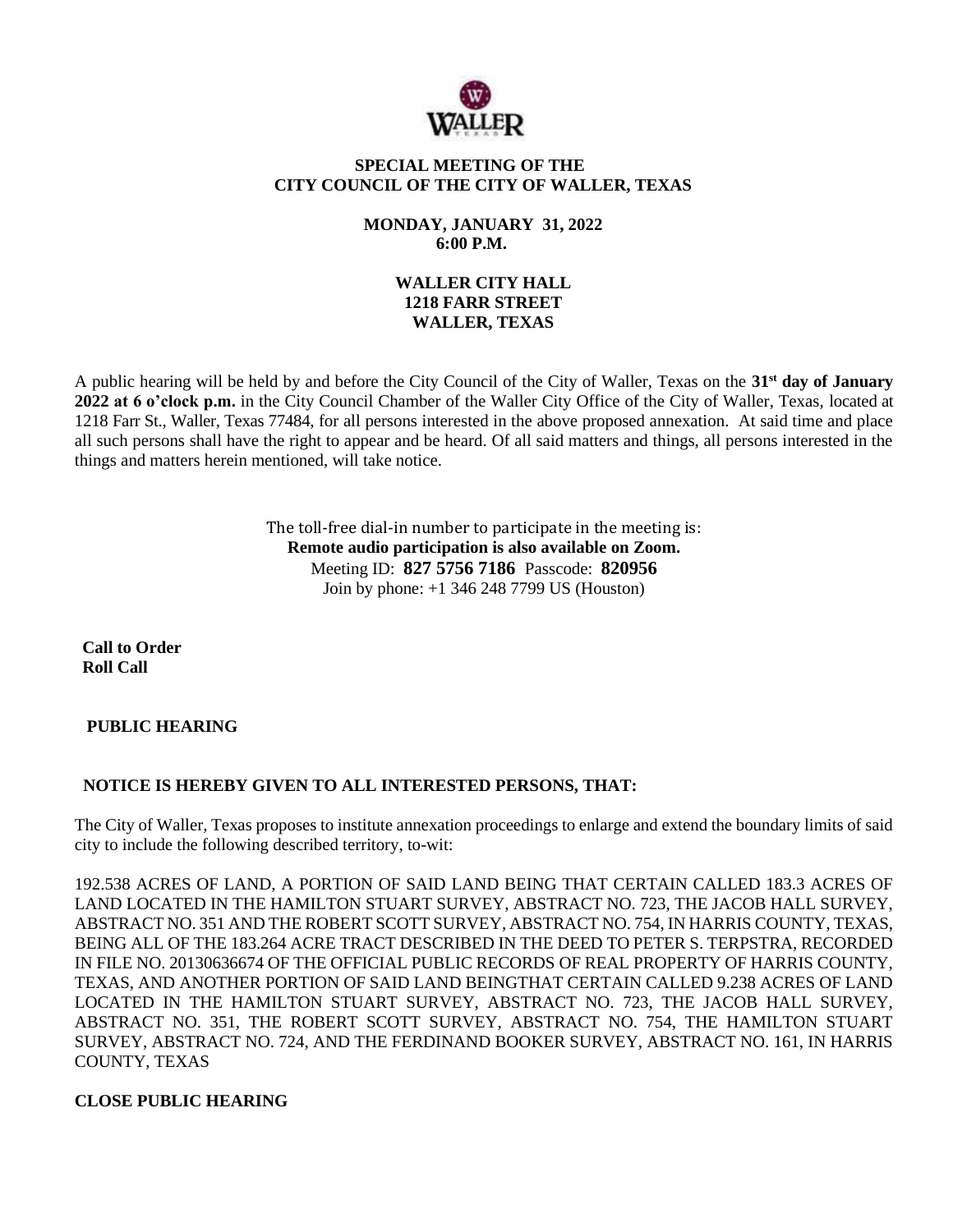# SPECIAL MEETING OF THE CITY COUNCIL OF THE CITY OF WALLER, TEXAS

**MONDAY, JANUARY 31, 2022**
**6:00 P.M.**

**WALLER CITY HALL**
**1218 FARR STREET**
**WALLER, TEXAS**

A public hearing will be held by and before the City Council of the City of Waller, Texas on the **31st day of January 2022 at 6 o'clock p.m.** in the City Council Chamber of the Waller City Office of the City of Waller, Texas, located at 1218 Farr St., Waller, Texas 77484, for all persons interested in the above proposed annexation. At said time and place all such persons shall have the right to appear and be heard. Of all said matters and things, all persons interested in the things and matters herein mentioned, will take notice.

The toll-free dial-in number to participate in the meeting is:
**Remote audio participation is also available on Zoom.**
Meeting ID: **827 5756 7186** Passcode: **820956**
Join by phone: +1 346 248 7799 US (Houston)

**Call to Order**
**Roll Call**

**PUBLIC HEARING**

**NOTICE IS HEREBY GIVEN TO ALL INTERESTED PERSONS, THAT:**

The City of Waller, Texas proposes to institute annexation proceedings to enlarge and extend the boundary limits of said city to include the following described territory, to-wit:

192.538 ACRES OF LAND, A PORTION OF SAID LAND BEING THAT CERTAIN CALLED 183.3 ACRES OF LAND LOCATED IN THE HAMILTON STUART SURVEY, ABSTRACT NO. 723, THE JACOB HALL SURVEY, ABSTRACT NO. 351 AND THE ROBERT SCOTT SURVEY, ABSTRACT NO. 754, IN HARRIS COUNTY, TEXAS, BEING ALL OF THE 183.264 ACRE TRACT DESCRIBED IN THE DEED TO PETER S. TERPSTRA, RECORDED IN FILE NO. 20130636674 OF THE OFFICIAL PUBLIC RECORDS OF REAL PROPERTY OF HARRIS COUNTY, TEXAS, AND ANOTHER PORTION OF SAID LAND BEINGTHAT CERTAIN CALLED 9.238 ACRES OF LAND LOCATED IN THE HAMILTON STUART SURVEY, ABSTRACT NO. 723, THE JACOB HALL SURVEY, ABSTRACT NO. 351, THE ROBERT SCOTT SURVEY, ABSTRACT NO. 754, THE HAMILTON STUART SURVEY, ABSTRACT NO. 724, AND THE FERDINAND BOOKER SURVEY, ABSTRACT NO. 161, IN HARRIS COUNTY, TEXAS

**CLOSE PUBLIC HEARING**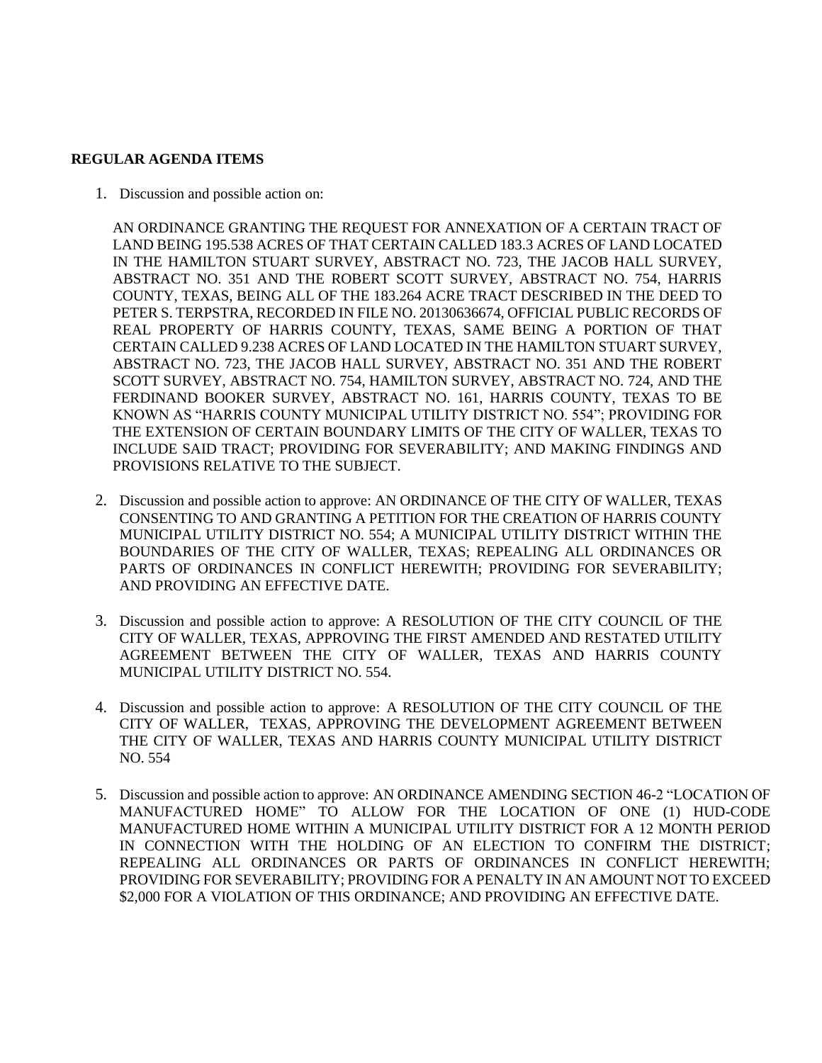**REGULAR AGENDA ITEMS**

1. Discussion and possible action on:

   AN ORDINANCE GRANTING THE REQUEST FOR ANNEXATION OF A CERTAIN TRACT OF LAND BEING 195.538 ACRES OF THAT CERTAIN CALLED 183.3 ACRES OF LAND LOCATED IN THE HAMILTON STUART SURVEY, ABSTRACT NO. 723, THE JACOB HALL SURVEY, ABSTRACT NO. 351 AND THE ROBERT SCOTT SURVEY, ABSTRACT NO. 754, HARRIS COUNTY, TEXAS, BEING ALL OF THE 183.264 ACRE TRACT DESCRIBED IN THE DEED TO PETER S. TERPSTRA, RECORDED IN FILE NO. 20130636674, OFFICIAL PUBLIC RECORDS OF REAL PROPERTY OF HARRIS COUNTY, TEXAS, SAME BEING A PORTION OF THAT CERTAIN CALLED 9.238 ACRES OF LAND LOCATED IN THE HAMILTON STUART SURVEY, ABSTRACT NO. 723, THE JACOB HALL SURVEY, ABSTRACT NO. 351 AND THE ROBERT SCOTT SURVEY, ABSTRACT NO. 754, HAMILTON SURVEY, ABSTRACT NO. 724, AND THE FERDINAND BOOKER SURVEY, ABSTRACT NO. 161, HARRIS COUNTY, TEXAS TO BE KNOWN AS "HARRIS COUNTY MUNICIPAL UTILITY DISTRICT NO. 554"; PROVIDING FOR THE EXTENSION OF CERTAIN BOUNDARY LIMITS OF THE CITY OF WALLER, TEXAS TO INCLUDE SAID TRACT; PROVIDING FOR SEVERABILITY; AND MAKING FINDINGS AND PROVISIONS RELATIVE TO THE SUBJECT.

2. Discussion and possible action to approve: AN ORDINANCE OF THE CITY OF WALLER, TEXAS CONSENTING TO AND GRANTING A PETITION FOR THE CREATION OF HARRIS COUNTY MUNICIPAL UTILITY DISTRICT NO. 554; A MUNICIPAL UTILITY DISTRICT WITHIN THE BOUNDARIES OF THE CITY OF WALLER, TEXAS; REPEALING ALL ORDINANCES OR PARTS OF ORDINANCES IN CONFLICT HEREWITH; PROVIDING FOR SEVERABILITY; AND PROVIDING AN EFFECTIVE DATE.

3. Discussion and possible action to approve: A RESOLUTION OF THE CITY COUNCIL OF THE CITY OF WALLER, TEXAS, APPROVING THE FIRST AMENDED AND RESTATED UTILITY AGREEMENT BETWEEN THE CITY OF WALLER, TEXAS AND HARRIS COUNTY MUNICIPAL UTILITY DISTRICT NO. 554.

4. Discussion and possible action to approve: A RESOLUTION OF THE CITY COUNCIL OF THE CITY OF WALLER, TEXAS, APPROVING THE DEVELOPMENT AGREEMENT BETWEEN THE CITY OF WALLER, TEXAS AND HARRIS COUNTY MUNICIPAL UTILITY DISTRICT NO. 554

5. Discussion and possible action to approve: AN ORDINANCE AMENDING SECTION 46-2 "LOCATION OF MANUFACTURED HOME" TO ALLOW FOR THE LOCATION OF ONE (1) HUD-CODE MANUFACTURED HOME WITHIN A MUNICIPAL UTILITY DISTRICT FOR A 12 MONTH PERIOD IN CONNECTION WITH THE HOLDING OF AN ELECTION TO CONFIRM THE DISTRICT; REPEALING ALL ORDINANCES OR PARTS OF ORDINANCES IN CONFLICT HEREWITH; PROVIDING FOR SEVERABILITY; PROVIDING FOR A PENALTY IN AN AMOUNT NOT TO EXCEED $2,000 FOR A VIOLATION OF THIS ORDINANCE; AND PROVIDING AN EFFECTIVE DATE.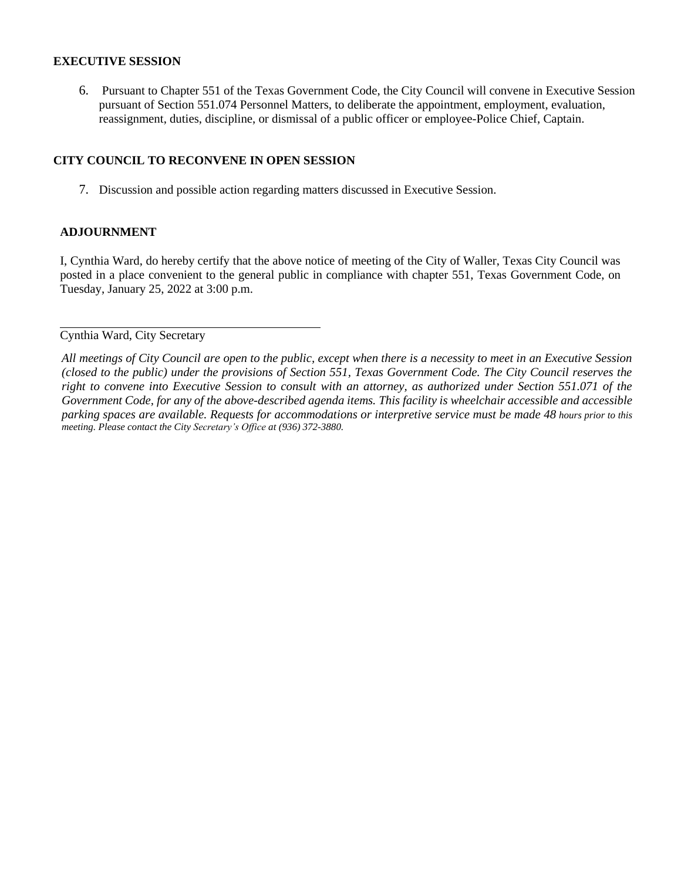**EXECUTIVE SESSION**

6. Pursuant to Chapter 551 of the Texas Government Code, the City Council will convene in Executive Session pursuant of Section 551.074 Personnel Matters, to deliberate the appointment, employment, evaluation, reassignment, duties, discipline, or dismissal of a public officer or employee-Police Chief, Captain.

**CITY COUNCIL TO RECONVENE IN OPEN SESSION**

7. Discussion and possible action regarding matters discussed in Executive Session.

**ADJOURNMENT**

I, Cynthia Ward, do hereby certify that the above notice of meeting of the City of Waller, Texas City Council was posted in a place convenient to the general public in compliance with chapter 551, Texas Government Code, on Tuesday, January 25, 2022 at 3:00 p.m.

______________________________________

Cynthia Ward, City Secretary

*All meetings of City Council are open to the public, except when there is a necessity to meet in an Executive Session (closed to the public) under the provisions of Section 551, Texas Government Code. The City Council reserves the right to convene into Executive Session to consult with an attorney, as authorized under Section 551.071 of the Government Code, for any of the above-described agenda items. This facility is wheelchair accessible and accessible parking spaces are available. Requests for accommodations or interpretive service must be made 48 hours prior to this meeting. Please contact the City Secretary's Office at (936) 372-3880.*